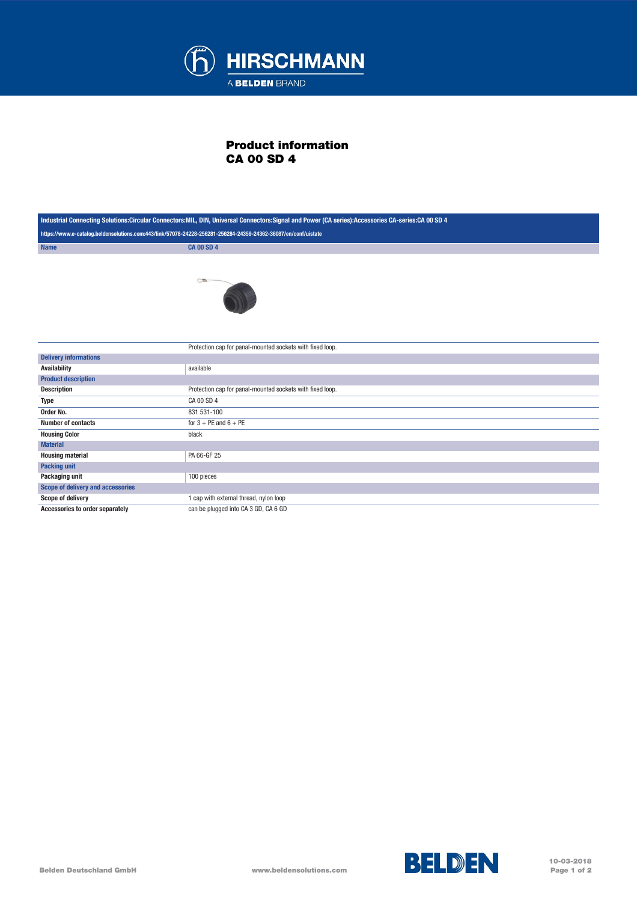# Product information
# CA 00 SD 4

| Industrial Connecting Solutions:Circular Connectors:MIL, DIN, Universal Connectors:Signal and Power (CA series):Accessories CA-series:CA 00 SD 4 | |
|---|---|
| https://www.e-catalog.beldensolutions.com:443/link/57078-24228-256281-256284-24359-24362-36087/en/conf/uistate | |
| **Name** | **CA 00 SD 4** |

| | |
|---|---|
| | Protection cap for panal-mounted sockets with fixed loop. |
| **Delivery informations** | |
| **Availability** | available |
| **Product description** | |
| **Description** | Protection cap for panal-mounted sockets with fixed loop. |
| **Type** | CA 00 SD 4 |
| **Order No.** | 831 531-100 |
| **Number of contacts** | for 3 + PE and 6 + PE |
| **Housing Color** | black |
| **Material** | |
| **Housing material** | PA 66-GF 25 |
| **Packing unit** | |
| **Packaging unit** | 100 pieces |
| **Scope of delivery and accessories** | |
| **Scope of delivery** | 1 cap with external thread, nylon loop |
| **Accessories to order separately** | can be plugged into CA 3 GD, CA 6 GD |

Belden Deutschland GmbH www.beldensolutions.com 10-03-2018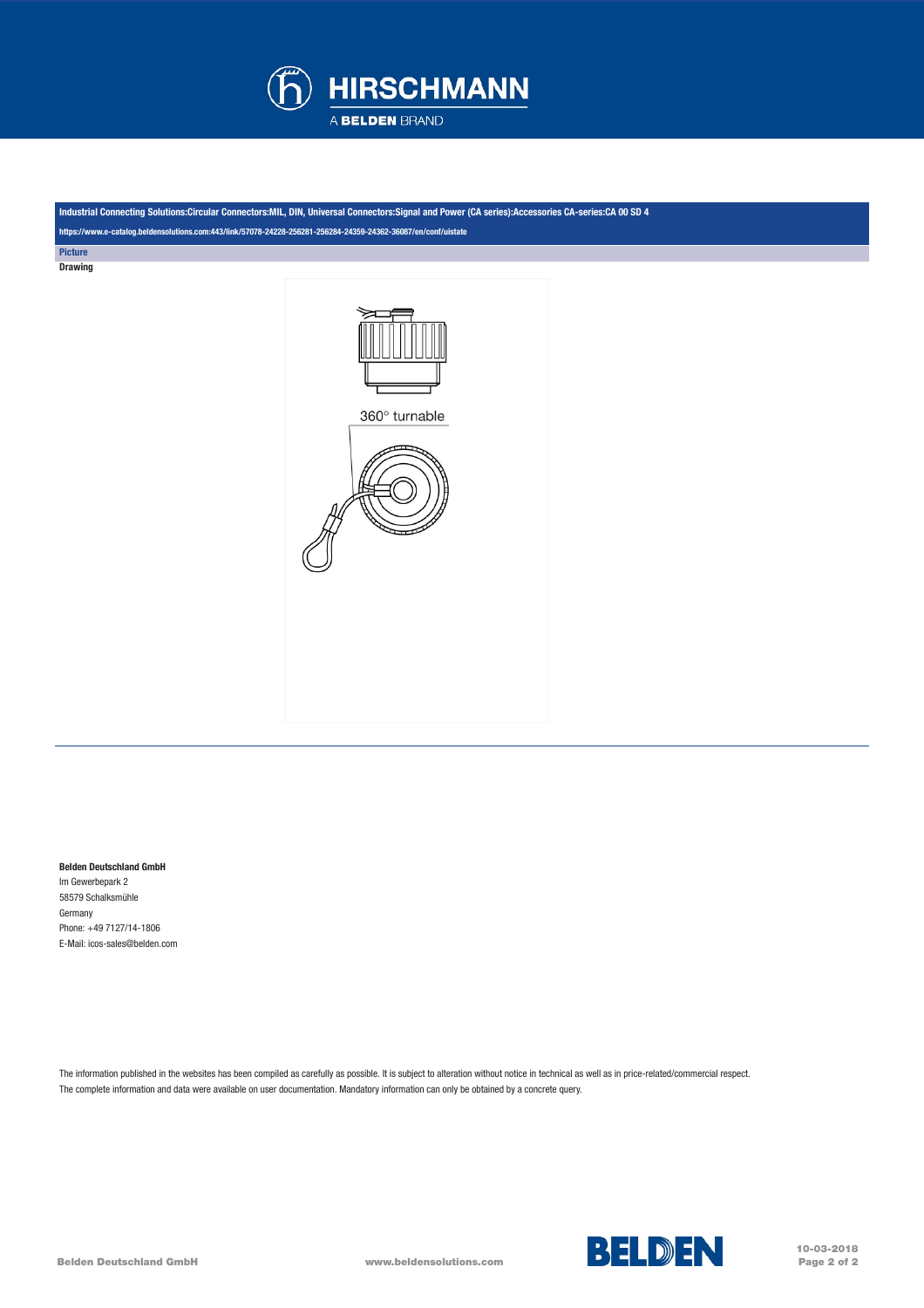**Industrial Connecting Solutions:Circular Connectors:MIL, DIN, Universal Connectors:Signal and Power (CA series):Accessories CA-series:CA 00 SD 4**

https://www.e-catalog.beldensolutions.com:443/link/57078-24228-256281-256284-24359-24362-36087/en/conf/uistate

**Picture**

**Drawing**

360° turnable

**Belden Deutschland GmbH**
Im Gewerbepark 2
58579 Schalksmühle
Germany
Phone: +49 7127/14-1806
E-Mail: icos-sales@belden.com

The information published in the websites has been compiled as carefully as possible. It is subject to alteration without notice in technical as well as in price-related/commercial respect.
The complete information and data were available on user documentation. Mandatory information can only be obtained by a concrete query.